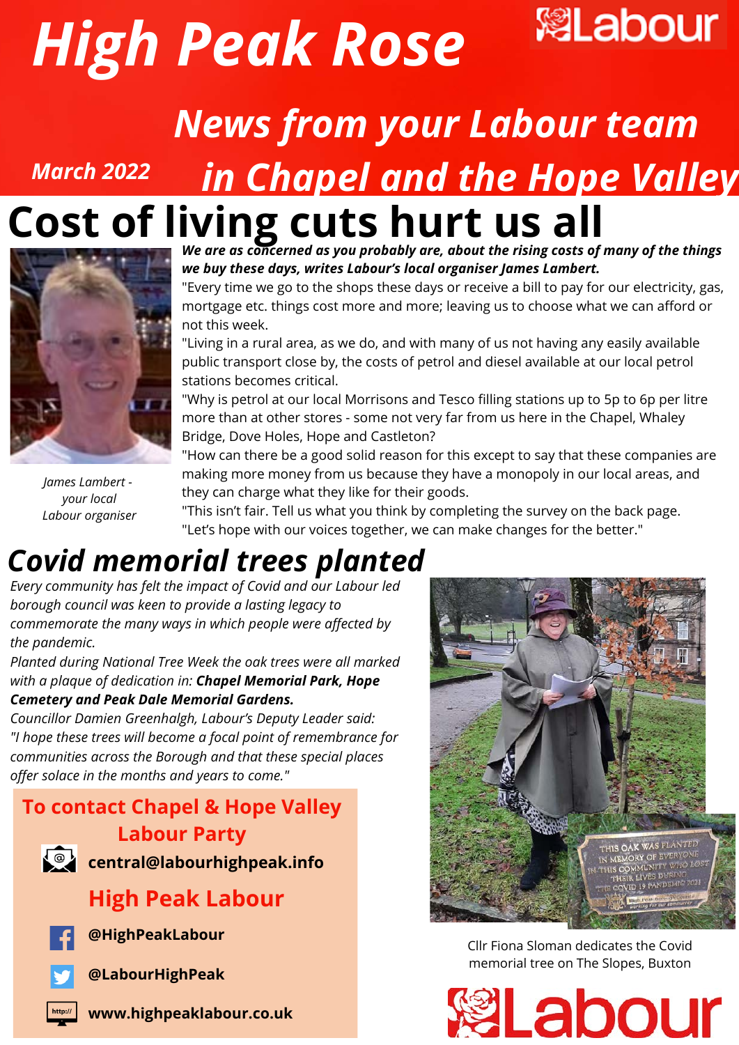# High Peak Rose

Labour

## News from your Labour team in Chapel and the Hope Valley

March 2022

# Cost of living cuts hurt us all

James Lambert - your local Labour organiser

***We are as concerned as you probably are, about the rising costs of many of the things we buy these days, writes Labour's local organiser James Lambert.***

"Every time we go to the shops these days or receive a bill to pay for our electricity, gas, mortgage etc. things cost more and more; leaving us to choose what we can afford or not this week.

"Living in a rural area, as we do, and with many of us not having any easily available public transport close by, the costs of petrol and diesel available at our local petrol stations becomes critical.

"Why is petrol at our local Morrisons and Tesco filling stations up to 5p to 6p per litre more than at other stores - some not very far from us here in the Chapel, Whaley Bridge, Dove Holes, Hope and Castleton?

"How can there be a good solid reason for this except to say that these companies are making more money from us because they have a monopoly in our local areas, and they can charge what they like for their goods.

"This isn't fair. Tell us what you think by completing the survey on the back page.

"Let's hope with our voices together, we can make changes for the better."

## *Covid memorial trees planted*

*Every community has felt the impact of Covid and our Labour led borough council was keen to provide a lasting legacy to commemorate the many ways in which people were affected by the pandemic.*

*Planted during National Tree Week the oak trees were all marked with a plaque of dedication in: **Chapel Memorial Park, Hope Cemetery and Peak Dale Memorial Gardens.***

*Councillor Damien Greenhalgh, Labour's Deputy Leader said: "I hope these trees will become a focal point of remembrance for communities across the Borough and that these special places offer solace in the months and years to come."*

Cllr Fiona Sloman dedicates the Covid memorial tree on The Slopes, Buxton

### To contact Chapel & Hope Valley Labour Party

**central@labourhighpeak.info**

### High Peak Labour

**@HighPeakLabour**

**@LabourHighPeak**

**www.highpeaklabour.co.uk**

Labour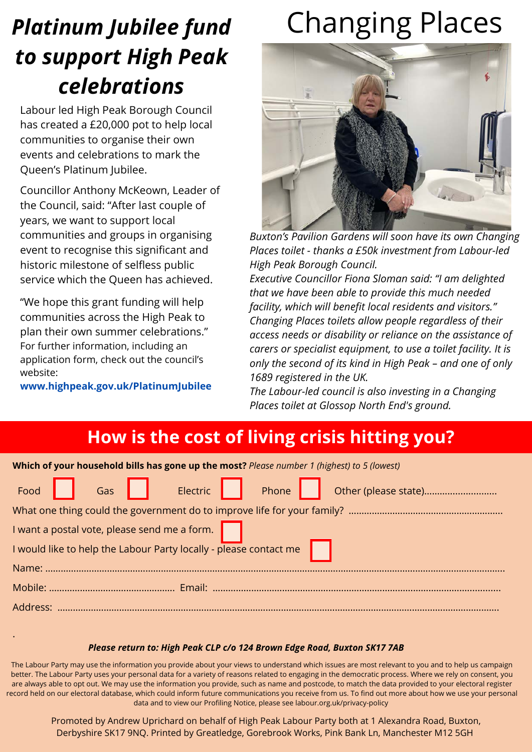# *Platinum Jubilee fund to support High Peak celebrations*

Labour led High Peak Borough Council has created a £20,000 pot to help local communities to organise their own events and celebrations to mark the Queen's Platinum Jubilee.

Councillor Anthony McKeown, Leader of the Council, said: "After last couple of years, we want to support local communities and groups in organising event to recognise this significant and historic milestone of selfless public service which the Queen has achieved.

"We hope this grant funding will help communities across the High Peak to plan their own summer celebrations." For further information, including an application form, check out the council's website:

**www.highpeak.gov.uk/PlatinumJubilee**

# Changing Places

*Buxton's Pavilion Gardens will soon have its own Changing Places toilet - thanks a £50k investment from Labour-led High Peak Borough Council.*

*Executive Councillor Fiona Sloman said: "I am delighted that we have been able to provide this much needed facility, which will benefit local residents and visitors."*

*Changing Places toilets allow people regardless of their access needs or disability or reliance on the assistance of carers or specialist equipment, to use a toilet facility. It is only the second of its kind in High Peak – and one of only 1689 registered in the UK.*

*The Labour-led council is also investing in a Changing Places toilet at Glossop North End's ground.*

## How is the cost of living crisis hitting you?

**Which of your household bills has gone up the most?** *Please number 1 (highest) to 5 (lowest)*

Food ☐ Gas ☐ Electric ☐ Phone ☐ Other (please state)............................

What one thing could the government do to improve life for your family? ............................................................

I want a postal vote, please send me a form. ☐

I would like to help the Labour Party locally - please contact me ☐

Name: ....................................................................................................................................................................

Mobile: ............................................... Email: ..........................................................................................................

Address: ................................................................................................................................................................

.

***Please return to: High Peak CLP c/o 124 Brown Edge Road, Buxton SK17 7AB***

The Labour Party may use the information you provide about your views to understand which issues are most relevant to you and to help us campaign better. The Labour Party uses your personal data for a variety of reasons related to engaging in the democratic process. Where we rely on consent, you are always able to opt out. We may use the information you provide, such as name and postcode, to match the data provided to your electoral register record held on our electoral database, which could inform future communications you receive from us. To find out more about how we use your personal data and to view our Profiling Notice, please see labour.org.uk/privacy-policy

Promoted by Andrew Uprichard on behalf of High Peak Labour Party both at 1 Alexandra Road, Buxton, Derbyshire SK17 9NQ. Printed by Greatledge, Gorebrook Works, Pink Bank Ln, Manchester M12 5GH